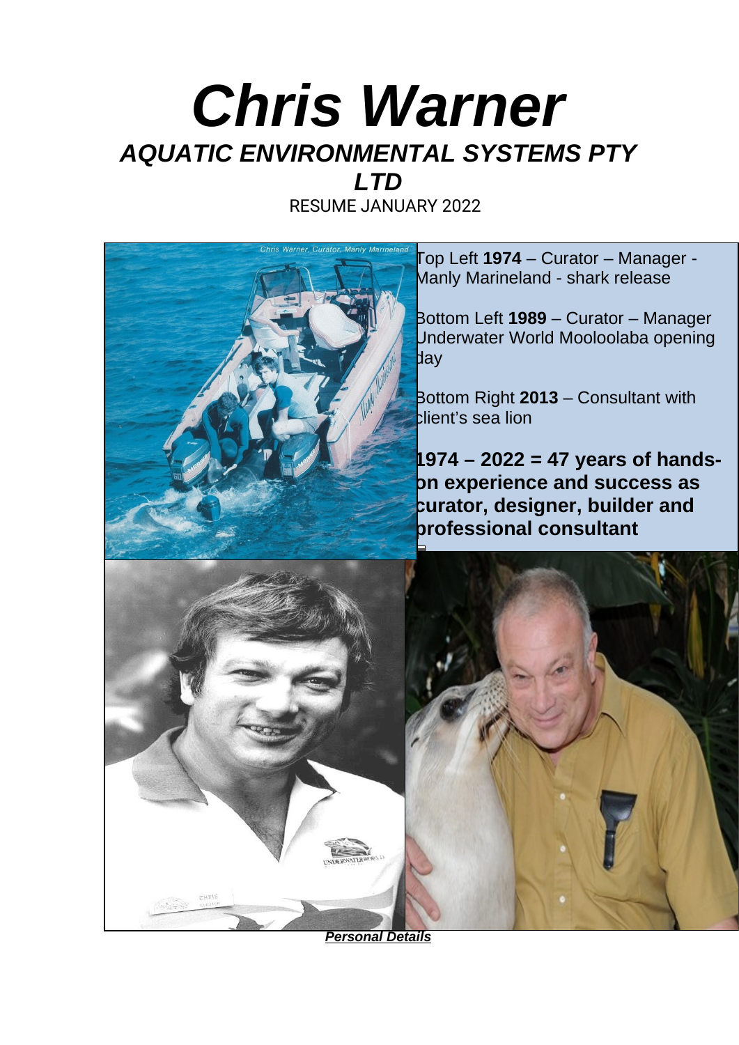# *Chris Warner*

## *AQUATIC ENVIRONMENTAL SYSTEMS PTY LTD*

RESUME JANUARY 2022

Top Left **1974** – Curator – Manager - Manly Marineland - shark release

Bottom Left **1989** – Curator – Manager Underwater World Mooloolaba opening day

Bottom Right **2013** – Consultant with client's sea lion

**1974 – 2022 = 47 years of hands-on experience and success as curator, designer, builder and professional consultant**

***Personal Details***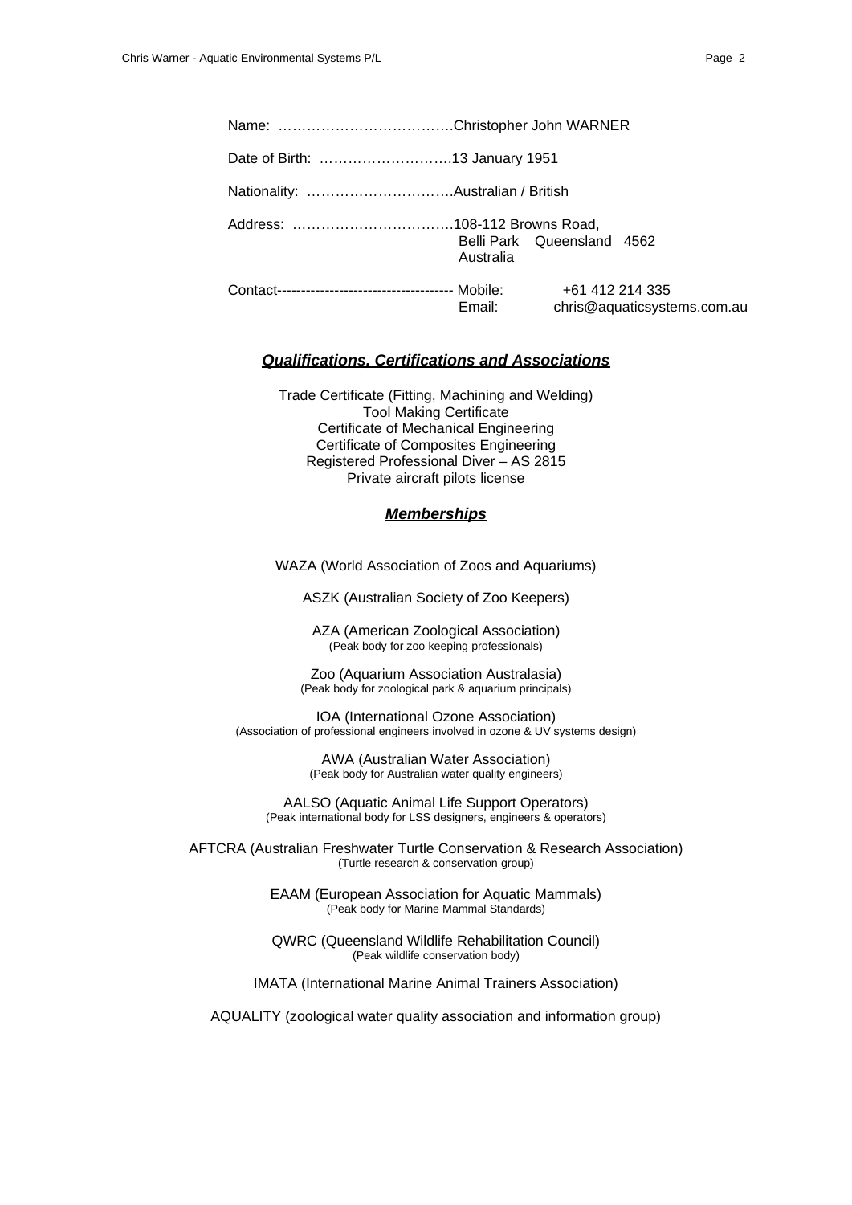Name: ……………………………….Christopher John WARNER

Date of Birth: ……………………….13 January 1951

Nationality: ………………………….Australian / British

Address: …………………………….108-112 Browns Road,
Belli Park Queensland 4562
Australia

Contact------------------------------------- Mobile: +61 412 214 335
Email: chris@aquaticsystems.com.au

## ***Qualifications, Certifications and Associations***

Trade Certificate (Fitting, Machining and Welding)
Tool Making Certificate
Certificate of Mechanical Engineering
Certificate of Composites Engineering
Registered Professional Diver – AS 2815
Private aircraft pilots license

## ***Memberships***

WAZA (World Association of Zoos and Aquariums)

ASZK (Australian Society of Zoo Keepers)

AZA (American Zoological Association)
(Peak body for zoo keeping professionals)

Zoo (Aquarium Association Australasia)
(Peak body for zoological park & aquarium principals)

IOA (International Ozone Association)
(Association of professional engineers involved in ozone & UV systems design)

AWA (Australian Water Association)
(Peak body for Australian water quality engineers)

AALSO (Aquatic Animal Life Support Operators)
(Peak international body for LSS designers, engineers & operators)

AFTCRA (Australian Freshwater Turtle Conservation & Research Association)
(Turtle research & conservation group)

EAAM (European Association for Aquatic Mammals)
(Peak body for Marine Mammal Standards)

QWRC (Queensland Wildlife Rehabilitation Council)
(Peak wildlife conservation body)

IMATA (International Marine Animal Trainers Association)

AQUALITY (zoological water quality association and information group)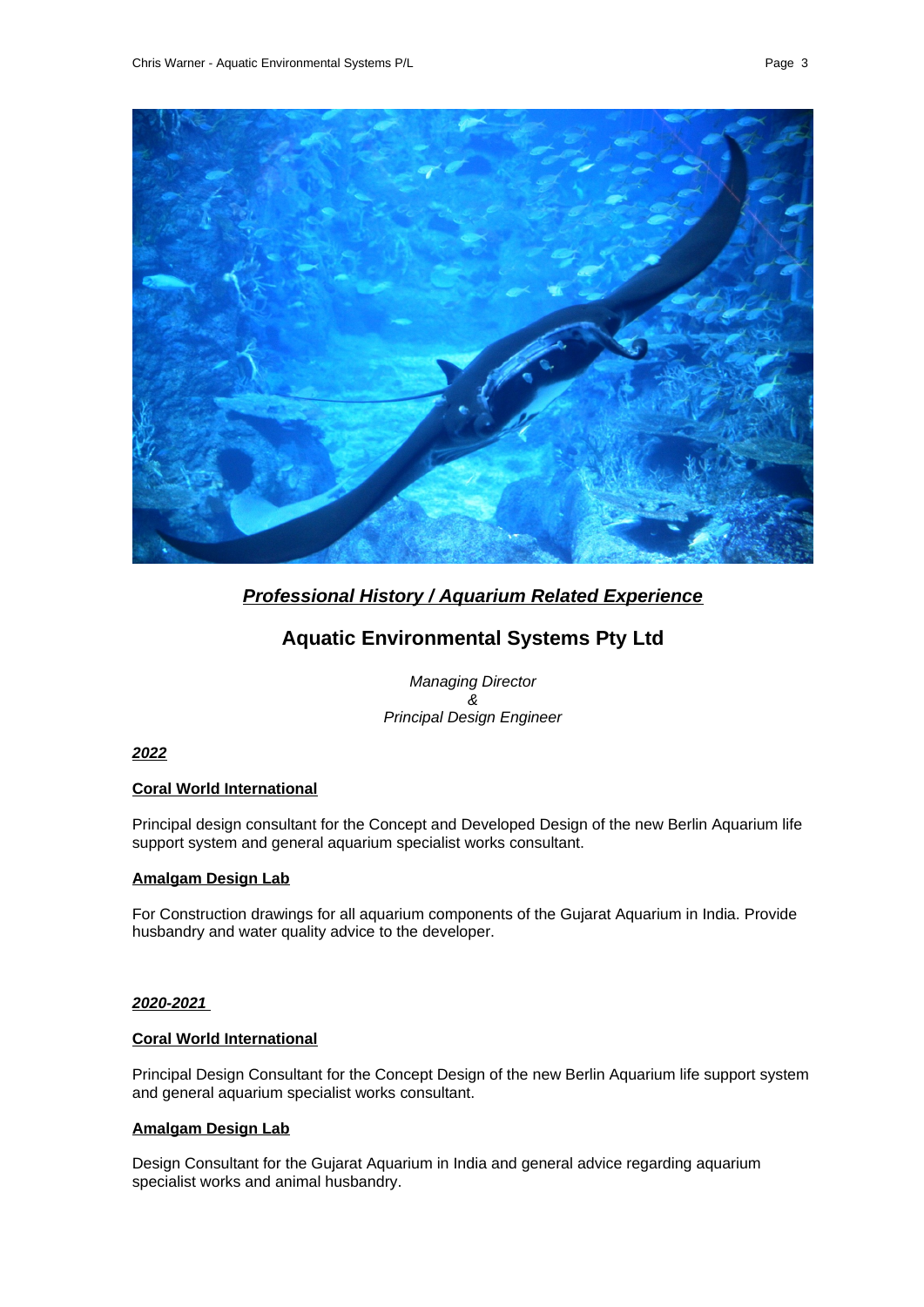## ***Professional History / Aquarium Related Experience***

## Aquatic Environmental Systems Pty Ltd

*Managing Director*
*&*
*Principal Design Engineer*

***2022***

**Coral World International**

Principal design consultant for the Concept and Developed Design of the new Berlin Aquarium life support system and general aquarium specialist works consultant.

**Amalgam Design Lab**

For Construction drawings for all aquarium components of the Gujarat Aquarium in India. Provide husbandry and water quality advice to the developer.

***2020-2021***

**Coral World International**

Principal Design Consultant for the Concept Design of the new Berlin Aquarium life support system and general aquarium specialist works consultant.

**Amalgam Design Lab**

Design Consultant for the Gujarat Aquarium in India and general advice regarding aquarium specialist works and animal husbandry.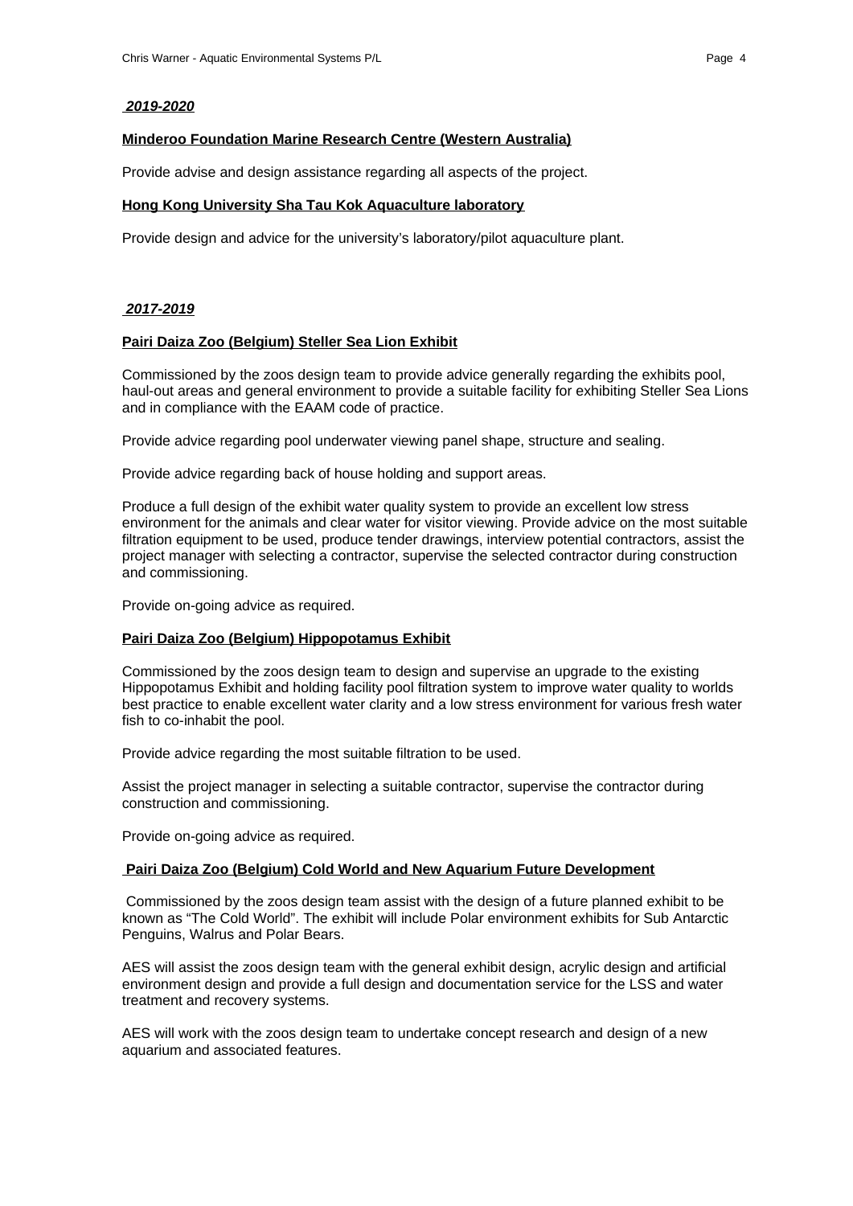***2019-2020***

**Minderoo Foundation Marine Research Centre (Western Australia)**

Provide advise and design assistance regarding all aspects of the project.

**Hong Kong University Sha Tau Kok Aquaculture laboratory**

Provide design and advice for the university's laboratory/pilot aquaculture plant.

***2017-2019***

**Pairi Daiza Zoo (Belgium) Steller Sea Lion Exhibit**

Commissioned by the zoos design team to provide advice generally regarding the exhibits pool, haul-out areas and general environment to provide a suitable facility for exhibiting Steller Sea Lions and in compliance with the EAAM code of practice.

Provide advice regarding pool underwater viewing panel shape, structure and sealing.

Provide advice regarding back of house holding and support areas.

Produce a full design of the exhibit water quality system to provide an excellent low stress environment for the animals and clear water for visitor viewing. Provide advice on the most suitable filtration equipment to be used, produce tender drawings, interview potential contractors, assist the project manager with selecting a contractor, supervise the selected contractor during construction and commissioning.

Provide on-going advice as required.

**Pairi Daiza Zoo (Belgium) Hippopotamus Exhibit**

Commissioned by the zoos design team to design and supervise an upgrade to the existing Hippopotamus Exhibit and holding facility pool filtration system to improve water quality to worlds best practice to enable excellent water clarity and a low stress environment for various fresh water fish to co-inhabit the pool.

Provide advice regarding the most suitable filtration to be used.

Assist the project manager in selecting a suitable contractor, supervise the contractor during construction and commissioning.

Provide on-going advice as required.

**Pairi Daiza Zoo (Belgium) Cold World and New Aquarium Future Development**

Commissioned by the zoos design team assist with the design of a future planned exhibit to be known as "The Cold World". The exhibit will include Polar environment exhibits for Sub Antarctic Penguins, Walrus and Polar Bears.

AES will assist the zoos design team with the general exhibit design, acrylic design and artificial environment design and provide a full design and documentation service for the LSS and water treatment and recovery systems.

AES will work with the zoos design team to undertake concept research and design of a new aquarium and associated features.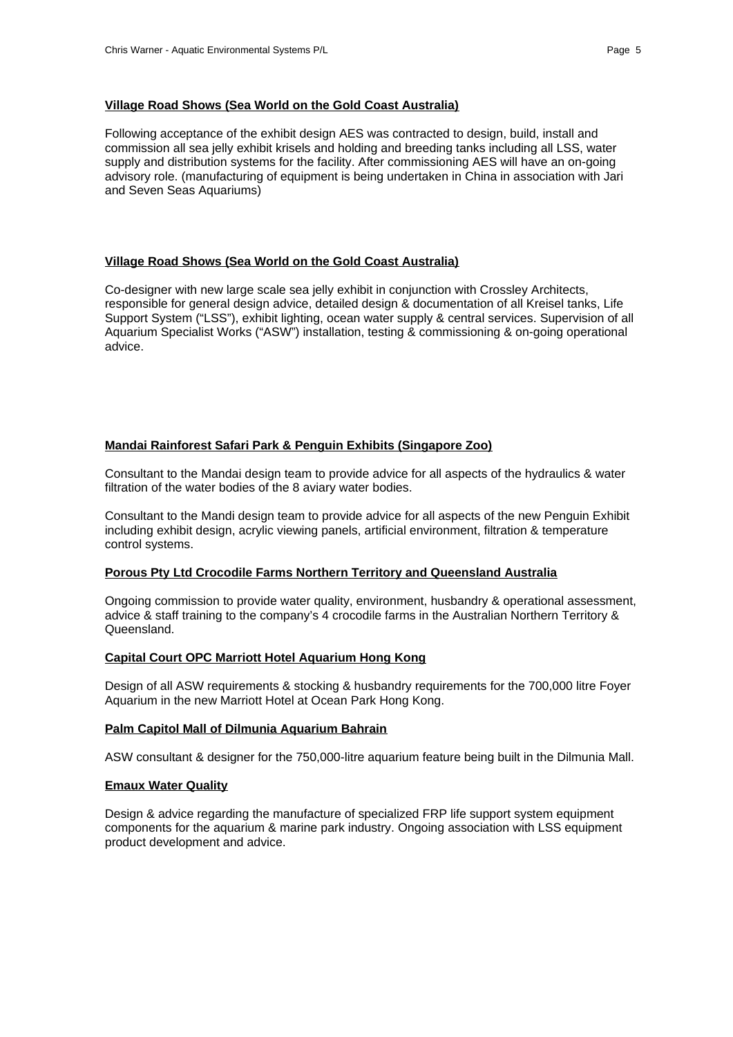**Village Road Shows (Sea World on the Gold Coast Australia)**

Following acceptance of the exhibit design AES was contracted to design, build, install and commission all sea jelly exhibit krisels and holding and breeding tanks including all LSS, water supply and distribution systems for the facility. After commissioning AES will have an on-going advisory role. (manufacturing of equipment is being undertaken in China in association with Jari and Seven Seas Aquariums)

**Village Road Shows (Sea World on the Gold Coast Australia)**

Co-designer with new large scale sea jelly exhibit in conjunction with Crossley Architects, responsible for general design advice, detailed design & documentation of all Kreisel tanks, Life Support System ("LSS"), exhibit lighting, ocean water supply & central services. Supervision of all Aquarium Specialist Works ("ASW") installation, testing & commissioning & on-going operational advice.

**Mandai Rainforest Safari Park & Penguin Exhibits (Singapore Zoo)**

Consultant to the Mandai design team to provide advice for all aspects of the hydraulics & water filtration of the water bodies of the 8 aviary water bodies.

Consultant to the Mandi design team to provide advice for all aspects of the new Penguin Exhibit including exhibit design, acrylic viewing panels, artificial environment, filtration & temperature control systems.

**Porous Pty Ltd Crocodile Farms Northern Territory and Queensland Australia**

Ongoing commission to provide water quality, environment, husbandry & operational assessment, advice & staff training to the company's 4 crocodile farms in the Australian Northern Territory & Queensland.

**Capital Court OPC Marriott Hotel Aquarium Hong Kong**

Design of all ASW requirements & stocking & husbandry requirements for the 700,000 litre Foyer Aquarium in the new Marriott Hotel at Ocean Park Hong Kong.

**Palm Capitol Mall of Dilmunia Aquarium Bahrain**

ASW consultant & designer for the 750,000-litre aquarium feature being built in the Dilmunia Mall.

**Emaux Water Quality**

Design & advice regarding the manufacture of specialized FRP life support system equipment components for the aquarium & marine park industry. Ongoing association with LSS equipment product development and advice.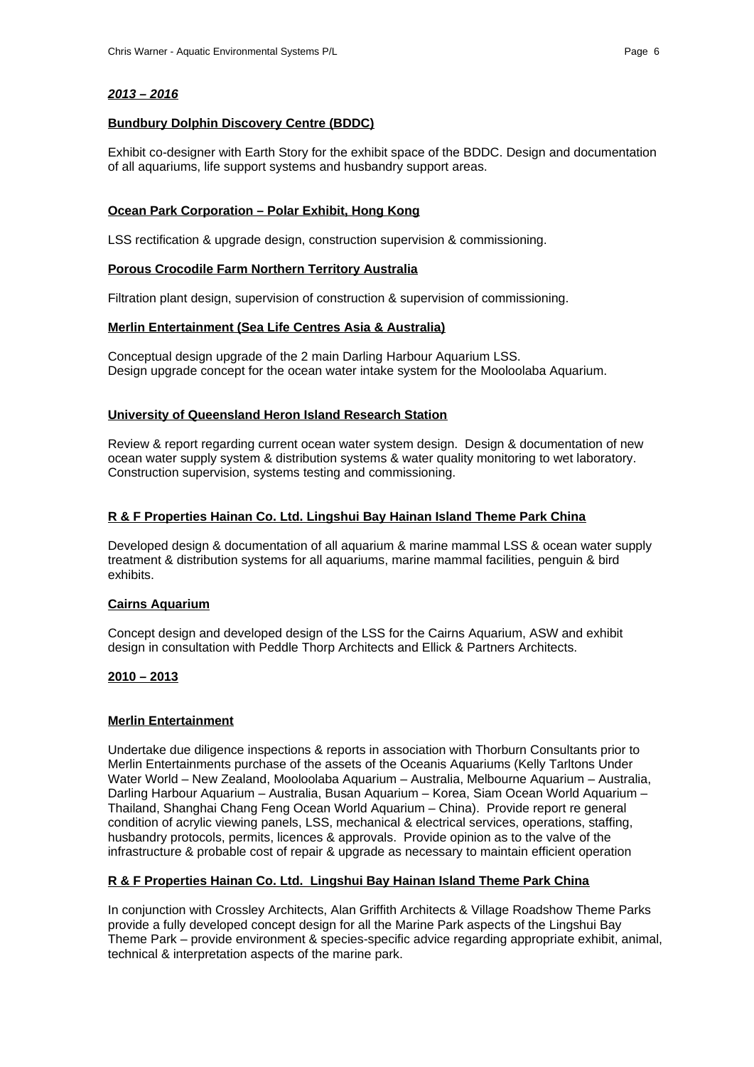***2013 – 2016***

**Bundbury Dolphin Discovery Centre (BDDC)**

Exhibit co-designer with Earth Story for the exhibit space of the BDDC. Design and documentation of all aquariums, life support systems and husbandry support areas.

**Ocean Park Corporation – Polar Exhibit, Hong Kong**

LSS rectification & upgrade design, construction supervision & commissioning.

**Porous Crocodile Farm Northern Territory Australia**

Filtration plant design, supervision of construction & supervision of commissioning.

**Merlin Entertainment (Sea Life Centres Asia & Australia)**

Conceptual design upgrade of the 2 main Darling Harbour Aquarium LSS.
Design upgrade concept for the ocean water intake system for the Mooloolaba Aquarium.

**University of Queensland Heron Island Research Station**

Review & report regarding current ocean water system design. Design & documentation of new ocean water supply system & distribution systems & water quality monitoring to wet laboratory. Construction supervision, systems testing and commissioning.

**R & F Properties Hainan Co. Ltd. Lingshui Bay Hainan Island Theme Park China**

Developed design & documentation of all aquarium & marine mammal LSS & ocean water supply treatment & distribution systems for all aquariums, marine mammal facilities, penguin & bird exhibits.

**Cairns Aquarium**

Concept design and developed design of the LSS for the Cairns Aquarium, ASW and exhibit design in consultation with Peddle Thorp Architects and Ellick & Partners Architects.

**2010 – 2013**

**Merlin Entertainment**

Undertake due diligence inspections & reports in association with Thorburn Consultants prior to Merlin Entertainments purchase of the assets of the Oceanis Aquariums (Kelly Tarltons Under Water World – New Zealand, Mooloolaba Aquarium – Australia, Melbourne Aquarium – Australia, Darling Harbour Aquarium – Australia, Busan Aquarium – Korea, Siam Ocean World Aquarium – Thailand, Shanghai Chang Feng Ocean World Aquarium – China). Provide report re general condition of acrylic viewing panels, LSS, mechanical & electrical services, operations, staffing, husbandry protocols, permits, licences & approvals. Provide opinion as to the valve of the infrastructure & probable cost of repair & upgrade as necessary to maintain efficient operation

**R & F Properties Hainan Co. Ltd. Lingshui Bay Hainan Island Theme Park China**

In conjunction with Crossley Architects, Alan Griffith Architects & Village Roadshow Theme Parks provide a fully developed concept design for all the Marine Park aspects of the Lingshui Bay Theme Park – provide environment & species-specific advice regarding appropriate exhibit, animal, technical & interpretation aspects of the marine park.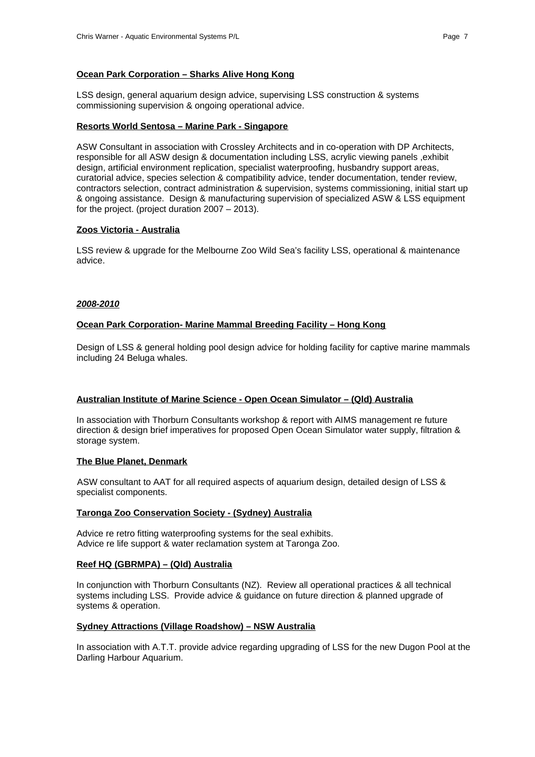**Ocean Park Corporation – Sharks Alive Hong Kong**

LSS design, general aquarium design advice, supervising LSS construction & systems commissioning supervision & ongoing operational advice.

**Resorts World Sentosa – Marine Park - Singapore**

ASW Consultant in association with Crossley Architects and in co-operation with DP Architects, responsible for all ASW design & documentation including LSS, acrylic viewing panels ,exhibit design, artificial environment replication, specialist waterproofing, husbandry support areas, curatorial advice, species selection & compatibility advice, tender documentation, tender review, contractors selection, contract administration & supervision, systems commissioning, initial start up & ongoing assistance. Design & manufacturing supervision of specialized ASW & LSS equipment for the project. (project duration 2007 – 2013).

**Zoos Victoria - Australia**

LSS review & upgrade for the Melbourne Zoo Wild Sea's facility LSS, operational & maintenance advice.

***2008-2010***

**Ocean Park Corporation- Marine Mammal Breeding Facility – Hong Kong**

Design of LSS & general holding pool design advice for holding facility for captive marine mammals including 24 Beluga whales.

**Australian Institute of Marine Science - Open Ocean Simulator – (Qld) Australia**

In association with Thorburn Consultants workshop & report with AIMS management re future direction & design brief imperatives for proposed Open Ocean Simulator water supply, filtration & storage system.

**The Blue Planet, Denmark**

ASW consultant to AAT for all required aspects of aquarium design, detailed design of LSS & specialist components.

**Taronga Zoo Conservation Society - (Sydney) Australia**

Advice re retro fitting waterproofing systems for the seal exhibits.
Advice re life support & water reclamation system at Taronga Zoo.

**Reef HQ (GBRMPA) – (Qld) Australia**

In conjunction with Thorburn Consultants (NZ). Review all operational practices & all technical systems including LSS. Provide advice & guidance on future direction & planned upgrade of systems & operation.

**Sydney Attractions (Village Roadshow) – NSW Australia**

In association with A.T.T. provide advice regarding upgrading of LSS for the new Dugon Pool at the Darling Harbour Aquarium.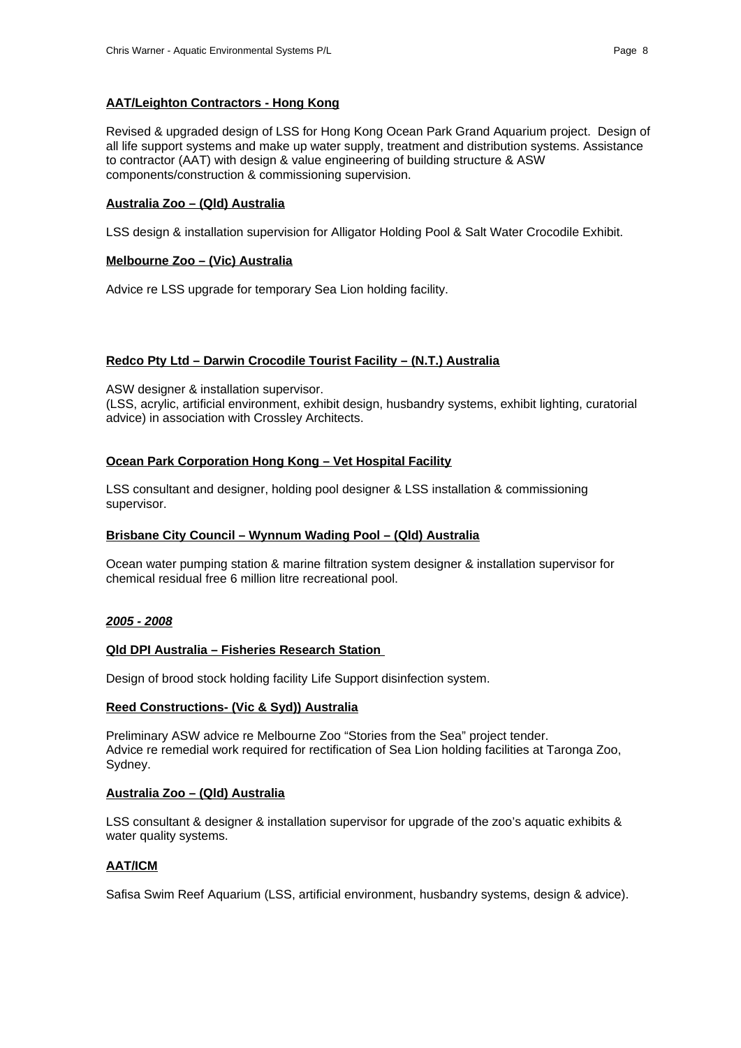**AAT/Leighton Contractors - Hong Kong**

Revised & upgraded design of LSS for Hong Kong Ocean Park Grand Aquarium project. Design of all life support systems and make up water supply, treatment and distribution systems. Assistance to contractor (AAT) with design & value engineering of building structure & ASW components/construction & commissioning supervision.

**Australia Zoo – (Qld) Australia**

LSS design & installation supervision for Alligator Holding Pool & Salt Water Crocodile Exhibit.

**Melbourne Zoo – (Vic) Australia**

Advice re LSS upgrade for temporary Sea Lion holding facility.

**Redco Pty Ltd – Darwin Crocodile Tourist Facility – (N.T.) Australia**

ASW designer & installation supervisor.
(LSS, acrylic, artificial environment, exhibit design, husbandry systems, exhibit lighting, curatorial advice) in association with Crossley Architects.

**Ocean Park Corporation Hong Kong – Vet Hospital Facility**

LSS consultant and designer, holding pool designer & LSS installation & commissioning supervisor.

**Brisbane City Council – Wynnum Wading Pool – (Qld) Australia**

Ocean water pumping station & marine filtration system designer & installation supervisor for chemical residual free 6 million litre recreational pool.

***2005 - 2008***

**Qld DPI Australia – Fisheries Research Station**

Design of brood stock holding facility Life Support disinfection system.

**Reed Constructions- (Vic & Syd)) Australia**

Preliminary ASW advice re Melbourne Zoo "Stories from the Sea" project tender.
Advice re remedial work required for rectification of Sea Lion holding facilities at Taronga Zoo, Sydney.

**Australia Zoo – (Qld) Australia**

LSS consultant & designer & installation supervisor for upgrade of the zoo's aquatic exhibits & water quality systems.

**AAT/ICM**

Safisa Swim Reef Aquarium (LSS, artificial environment, husbandry systems, design & advice).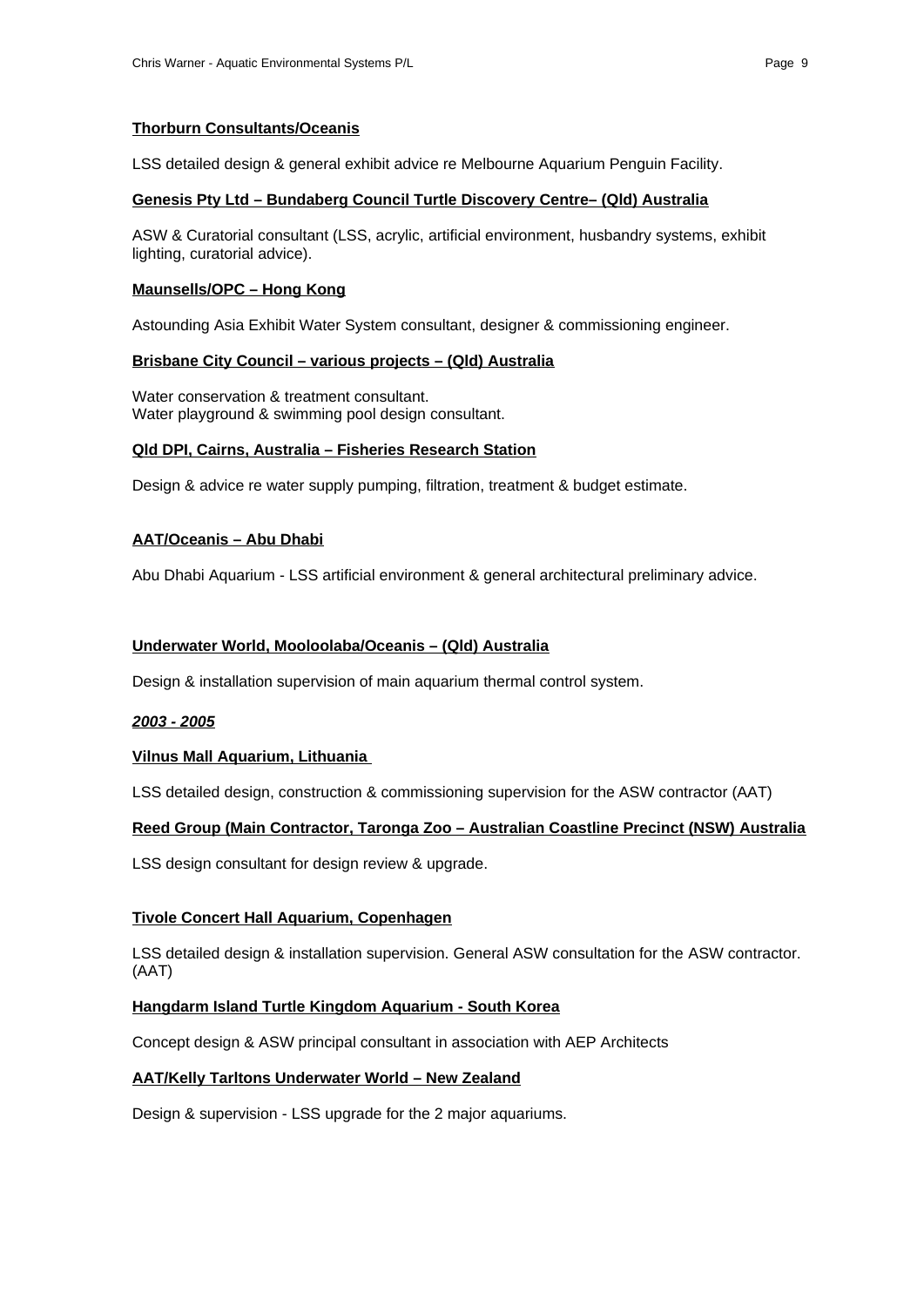**Thorburn Consultants/Oceanis**

LSS detailed design & general exhibit advice re Melbourne Aquarium Penguin Facility.

**Genesis Pty Ltd – Bundaberg Council Turtle Discovery Centre– (Qld) Australia**

ASW & Curatorial consultant (LSS, acrylic, artificial environment, husbandry systems, exhibit lighting, curatorial advice).

**Maunsells/OPC – Hong Kong**

Astounding Asia Exhibit Water System consultant, designer & commissioning engineer.

**Brisbane City Council – various projects – (Qld) Australia**

Water conservation & treatment consultant.
Water playground & swimming pool design consultant.

**Qld DPI, Cairns, Australia – Fisheries Research Station**

Design & advice re water supply pumping, filtration, treatment & budget estimate.

**AAT/Oceanis – Abu Dhabi**

Abu Dhabi Aquarium - LSS artificial environment & general architectural preliminary advice.

**Underwater World, Mooloolaba/Oceanis – (Qld) Australia**

Design & installation supervision of main aquarium thermal control system.

***2003 - 2005***

**Vilnus Mall Aquarium, Lithuania**

LSS detailed design, construction & commissioning supervision for the ASW contractor (AAT)

**Reed Group (Main Contractor, Taronga Zoo – Australian Coastline Precinct (NSW) Australia**

LSS design consultant for design review & upgrade.

**Tivole Concert Hall Aquarium, Copenhagen**

LSS detailed design & installation supervision. General ASW consultation for the ASW contractor. (AAT)

**Hangdarm Island Turtle Kingdom Aquarium - South Korea**

Concept design & ASW principal consultant in association with AEP Architects

**AAT/Kelly Tarltons Underwater World – New Zealand**

Design & supervision - LSS upgrade for the 2 major aquariums.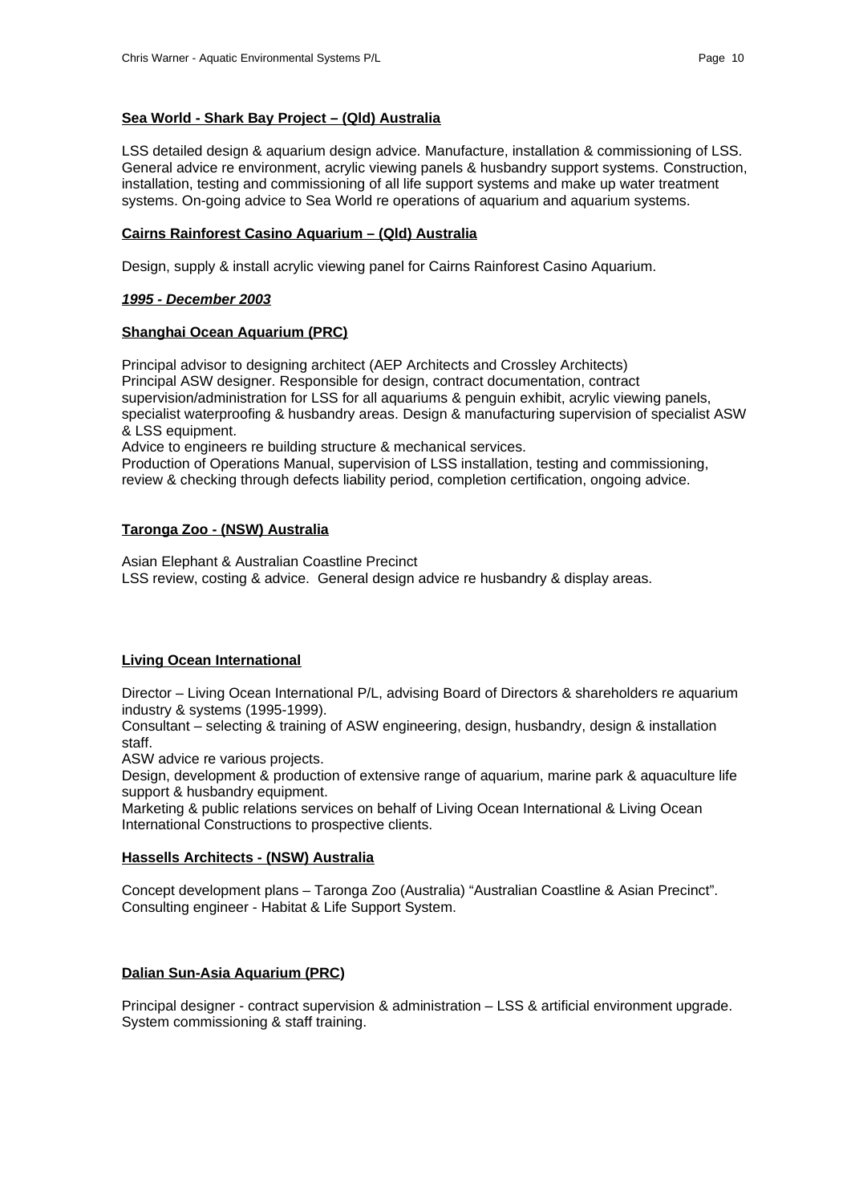**Sea World - Shark Bay Project – (Qld) Australia**

LSS detailed design & aquarium design advice. Manufacture, installation & commissioning of LSS. General advice re environment, acrylic viewing panels & husbandry support systems. Construction, installation, testing and commissioning of all life support systems and make up water treatment systems. On-going advice to Sea World re operations of aquarium and aquarium systems.

**Cairns Rainforest Casino Aquarium – (Qld) Australia**

Design, supply & install acrylic viewing panel for Cairns Rainforest Casino Aquarium.

***1995 - December 2003***

**Shanghai Ocean Aquarium (PRC)**

Principal advisor to designing architect (AEP Architects and Crossley Architects)
Principal ASW designer. Responsible for design, contract documentation, contract supervision/administration for LSS for all aquariums & penguin exhibit, acrylic viewing panels, specialist waterproofing & husbandry areas. Design & manufacturing supervision of specialist ASW & LSS equipment.
Advice to engineers re building structure & mechanical services.
Production of Operations Manual, supervision of LSS installation, testing and commissioning, review & checking through defects liability period, completion certification, ongoing advice.

**Taronga Zoo - (NSW) Australia**

Asian Elephant & Australian Coastline Precinct
LSS review, costing & advice. General design advice re husbandry & display areas.

**Living Ocean International**

Director – Living Ocean International P/L, advising Board of Directors & shareholders re aquarium industry & systems (1995-1999).
Consultant – selecting & training of ASW engineering, design, husbandry, design & installation staff.
ASW advice re various projects.
Design, development & production of extensive range of aquarium, marine park & aquaculture life support & husbandry equipment.
Marketing & public relations services on behalf of Living Ocean International & Living Ocean International Constructions to prospective clients.

**Hassells Architects - (NSW) Australia**

Concept development plans – Taronga Zoo (Australia) "Australian Coastline & Asian Precinct".
Consulting engineer - Habitat & Life Support System.

**Dalian Sun-Asia Aquarium (PRC)**

Principal designer - contract supervision & administration – LSS & artificial environment upgrade.
System commissioning & staff training.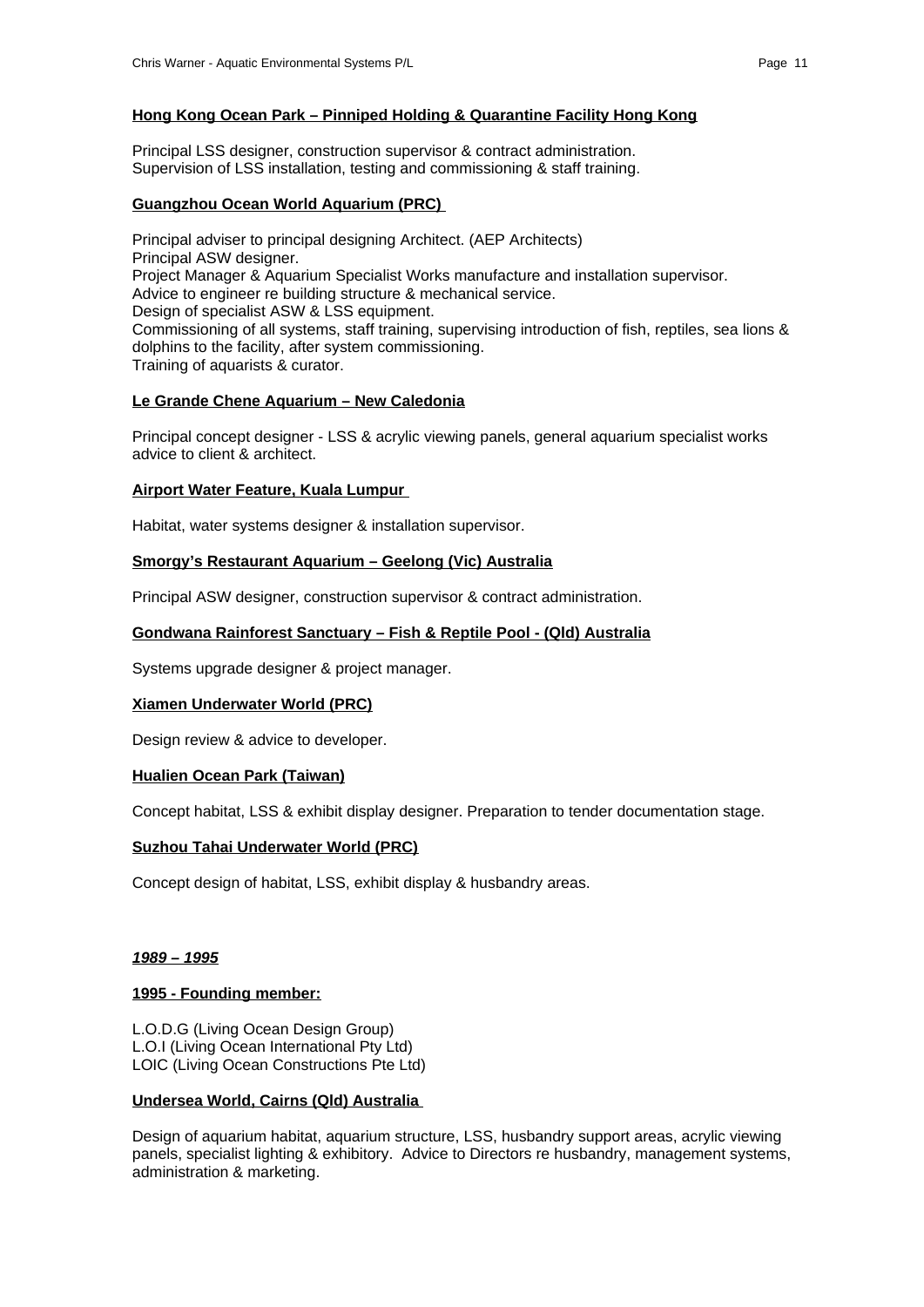**Hong Kong Ocean Park – Pinniped Holding & Quarantine Facility Hong Kong**

Principal LSS designer, construction supervisor & contract administration.
Supervision of LSS installation, testing and commissioning & staff training.

**Guangzhou Ocean World Aquarium (PRC)**

Principal adviser to principal designing Architect. (AEP Architects)
Principal ASW designer.
Project Manager & Aquarium Specialist Works manufacture and installation supervisor.
Advice to engineer re building structure & mechanical service.
Design of specialist ASW & LSS equipment.
Commissioning of all systems, staff training, supervising introduction of fish, reptiles, sea lions & dolphins to the facility, after system commissioning.
Training of aquarists & curator.

**Le Grande Chene Aquarium – New Caledonia**

Principal concept designer - LSS & acrylic viewing panels, general aquarium specialist works advice to client & architect.

**Airport Water Feature, Kuala Lumpur**

Habitat, water systems designer & installation supervisor.

**Smorgy's Restaurant Aquarium – Geelong (Vic) Australia**

Principal ASW designer, construction supervisor & contract administration.

**Gondwana Rainforest Sanctuary – Fish & Reptile Pool - (Qld) Australia**

Systems upgrade designer & project manager.

**Xiamen Underwater World (PRC)**

Design review & advice to developer.

**Hualien Ocean Park (Taiwan)**

Concept habitat, LSS & exhibit display designer. Preparation to tender documentation stage.

**Suzhou Tahai Underwater World (PRC)**

Concept design of habitat, LSS, exhibit display & husbandry areas.

***1989 – 1995***

**1995 - Founding member:**

L.O.D.G (Living Ocean Design Group)
L.O.I (Living Ocean International Pty Ltd)
LOIC (Living Ocean Constructions Pte Ltd)

**Undersea World, Cairns (Qld) Australia**

Design of aquarium habitat, aquarium structure, LSS, husbandry support areas, acrylic viewing panels, specialist lighting & exhibitory. Advice to Directors re husbandry, management systems, administration & marketing.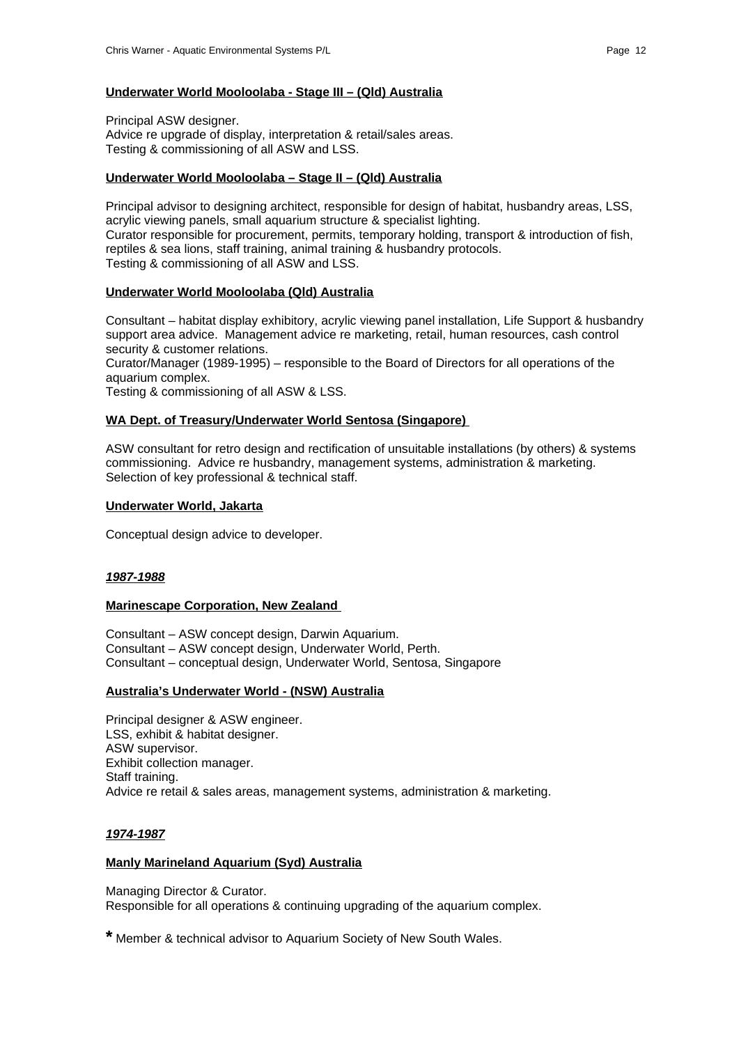**Underwater World Mooloolaba - Stage III – (Qld) Australia**

Principal ASW designer.
Advice re upgrade of display, interpretation & retail/sales areas.
Testing & commissioning of all ASW and LSS.

**Underwater World Mooloolaba – Stage II – (Qld) Australia**

Principal advisor to designing architect, responsible for design of habitat, husbandry areas, LSS, acrylic viewing panels, small aquarium structure & specialist lighting.
Curator responsible for procurement, permits, temporary holding, transport & introduction of fish, reptiles & sea lions, staff training, animal training & husbandry protocols.
Testing & commissioning of all ASW and LSS.

**Underwater World Mooloolaba (Qld) Australia**

Consultant – habitat display exhibitory, acrylic viewing panel installation, Life Support & husbandry support area advice. Management advice re marketing, retail, human resources, cash control security & customer relations.
Curator/Manager (1989-1995) – responsible to the Board of Directors for all operations of the aquarium complex.
Testing & commissioning of all ASW & LSS.

**WA Dept. of Treasury/Underwater World Sentosa (Singapore)**

ASW consultant for retro design and rectification of unsuitable installations (by others) & systems commissioning. Advice re husbandry, management systems, administration & marketing. Selection of key professional & technical staff.

**Underwater World, Jakarta**

Conceptual design advice to developer.

***1987-1988***

**Marinescape Corporation, New Zealand**

Consultant – ASW concept design, Darwin Aquarium.
Consultant – ASW concept design, Underwater World, Perth.
Consultant – conceptual design, Underwater World, Sentosa, Singapore

**Australia's Underwater World - (NSW) Australia**

Principal designer & ASW engineer.
LSS, exhibit & habitat designer.
ASW supervisor.
Exhibit collection manager.
Staff training.
Advice re retail & sales areas, management systems, administration & marketing.

***1974-1987***

**Manly Marineland Aquarium (Syd) Australia**

Managing Director & Curator.
Responsible for all operations & continuing upgrading of the aquarium complex.

**\*** Member & technical advisor to Aquarium Society of New South Wales.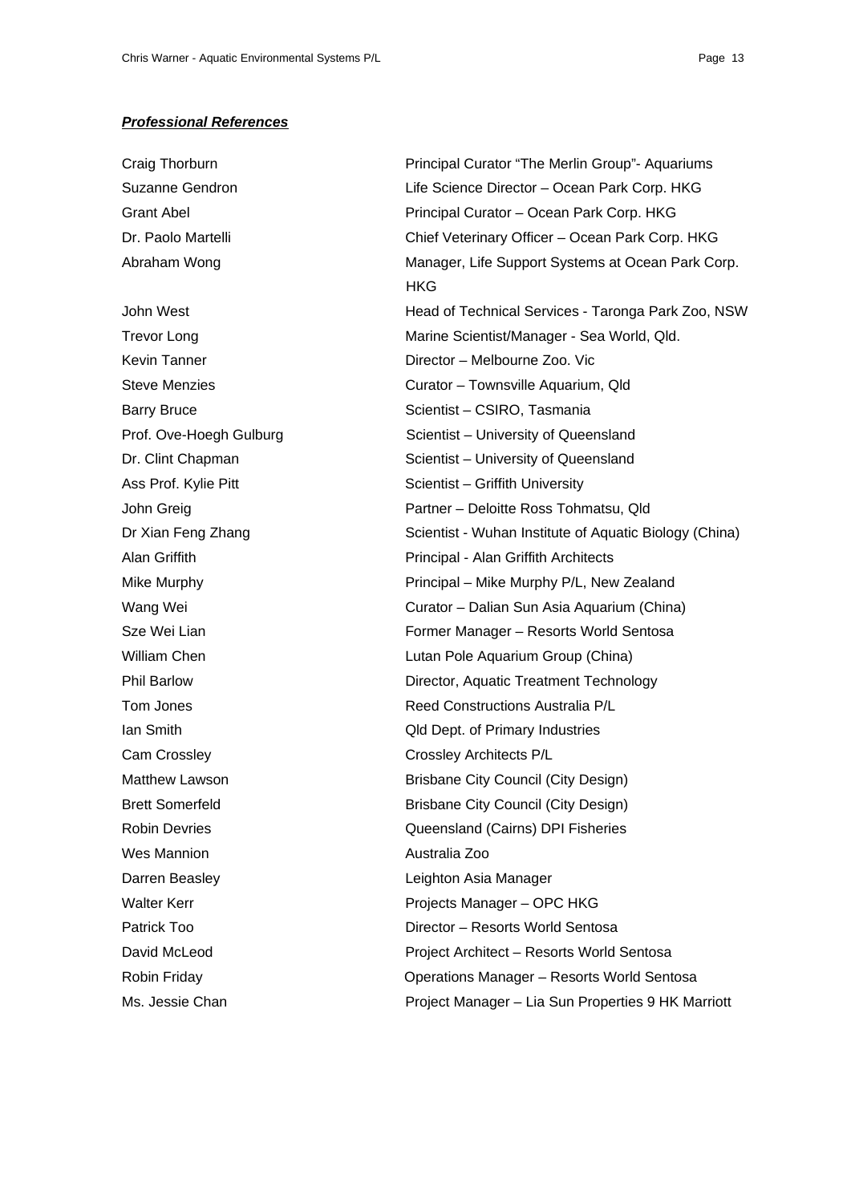***Professional References***

| | |
|---|---|
| Craig Thorburn | Principal Curator "The Merlin Group"- Aquariums |
| Suzanne Gendron | Life Science Director – Ocean Park Corp. HKG |
| Grant Abel | Principal Curator – Ocean Park Corp. HKG |
| Dr. Paolo Martelli | Chief Veterinary Officer – Ocean Park Corp. HKG |
| Abraham Wong | Manager, Life Support Systems at Ocean Park Corp. HKG |
| John West | Head of Technical Services - Taronga Park Zoo, NSW |
| Trevor Long | Marine Scientist/Manager - Sea World, Qld. |
| Kevin Tanner | Director – Melbourne Zoo. Vic |
| Steve Menzies | Curator – Townsville Aquarium, Qld |
| Barry Bruce | Scientist – CSIRO, Tasmania |
| Prof. Ove-Hoegh Gulburg | Scientist – University of Queensland |
| Dr. Clint Chapman | Scientist – University of Queensland |
| Ass Prof. Kylie Pitt | Scientist – Griffith University |
| John Greig | Partner – Deloitte Ross Tohmatsu, Qld |
| Dr Xian Feng Zhang | Scientist - Wuhan Institute of Aquatic Biology (China) |
| Alan Griffith | Principal - Alan Griffith Architects |
| Mike Murphy | Principal – Mike Murphy P/L, New Zealand |
| Wang Wei | Curator – Dalian Sun Asia Aquarium (China) |
| Sze Wei Lian | Former Manager – Resorts World Sentosa |
| William Chen | Lutan Pole Aquarium Group (China) |
| Phil Barlow | Director, Aquatic Treatment Technology |
| Tom Jones | Reed Constructions Australia P/L |
| Ian Smith | Qld Dept. of Primary Industries |
| Cam Crossley | Crossley Architects P/L |
| Matthew Lawson | Brisbane City Council (City Design) |
| Brett Somerfeld | Brisbane City Council (City Design) |
| Robin Devries | Queensland (Cairns) DPI Fisheries |
| Wes Mannion | Australia Zoo |
| Darren Beasley | Leighton Asia Manager |
| Walter Kerr | Projects Manager – OPC HKG |
| Patrick Too | Director – Resorts World Sentosa |
| David McLeod | Project Architect – Resorts World Sentosa |
| Robin Friday | Operations Manager – Resorts World Sentosa |
| Ms. Jessie Chan | Project Manager – Lia Sun Properties 9 HK Marriott |